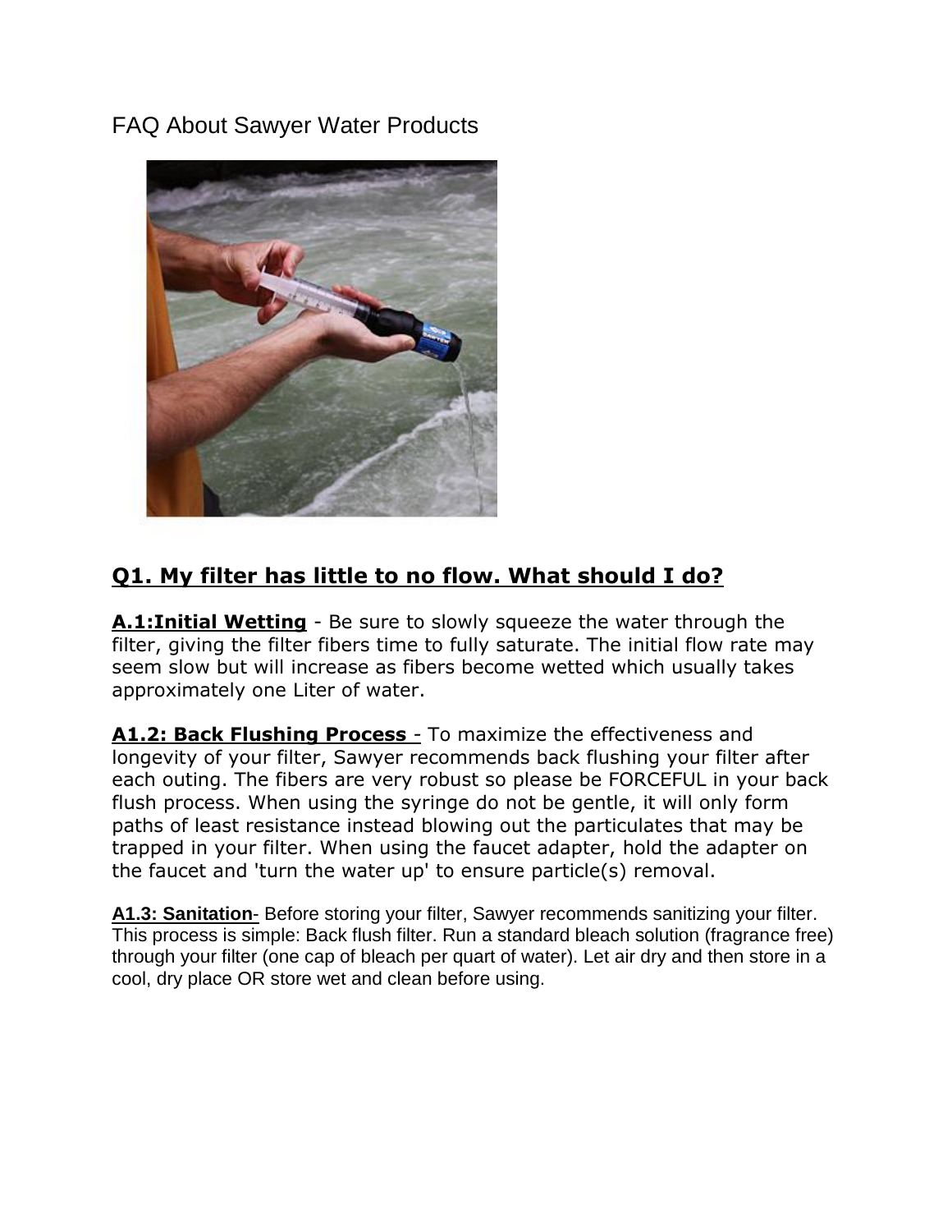FAQ About Sawyer Water Products

## Q1. My filter has little to no flow. What should I do?

**A.1:Initial Wetting** - Be sure to slowly squeeze the water through the filter, giving the filter fibers time to fully saturate. The initial flow rate may seem slow but will increase as fibers become wetted which usually takes approximately one Liter of water.

**A1.2: Back Flushing Process** - To maximize the effectiveness and longevity of your filter, Sawyer recommends back flushing your filter after each outing. The fibers are very robust so please be FORCEFUL in your back flush process. When using the syringe do not be gentle, it will only form paths of least resistance instead blowing out the particulates that may be trapped in your filter. When using the faucet adapter, hold the adapter on the faucet and 'turn the water up' to ensure particle(s) removal.

**A1.3: Sanitation**- Before storing your filter, Sawyer recommends sanitizing your filter. This process is simple: Back flush filter. Run a standard bleach solution (fragrance free) through your filter (one cap of bleach per quart of water). Let air dry and then store in a cool, dry place OR store wet and clean before using.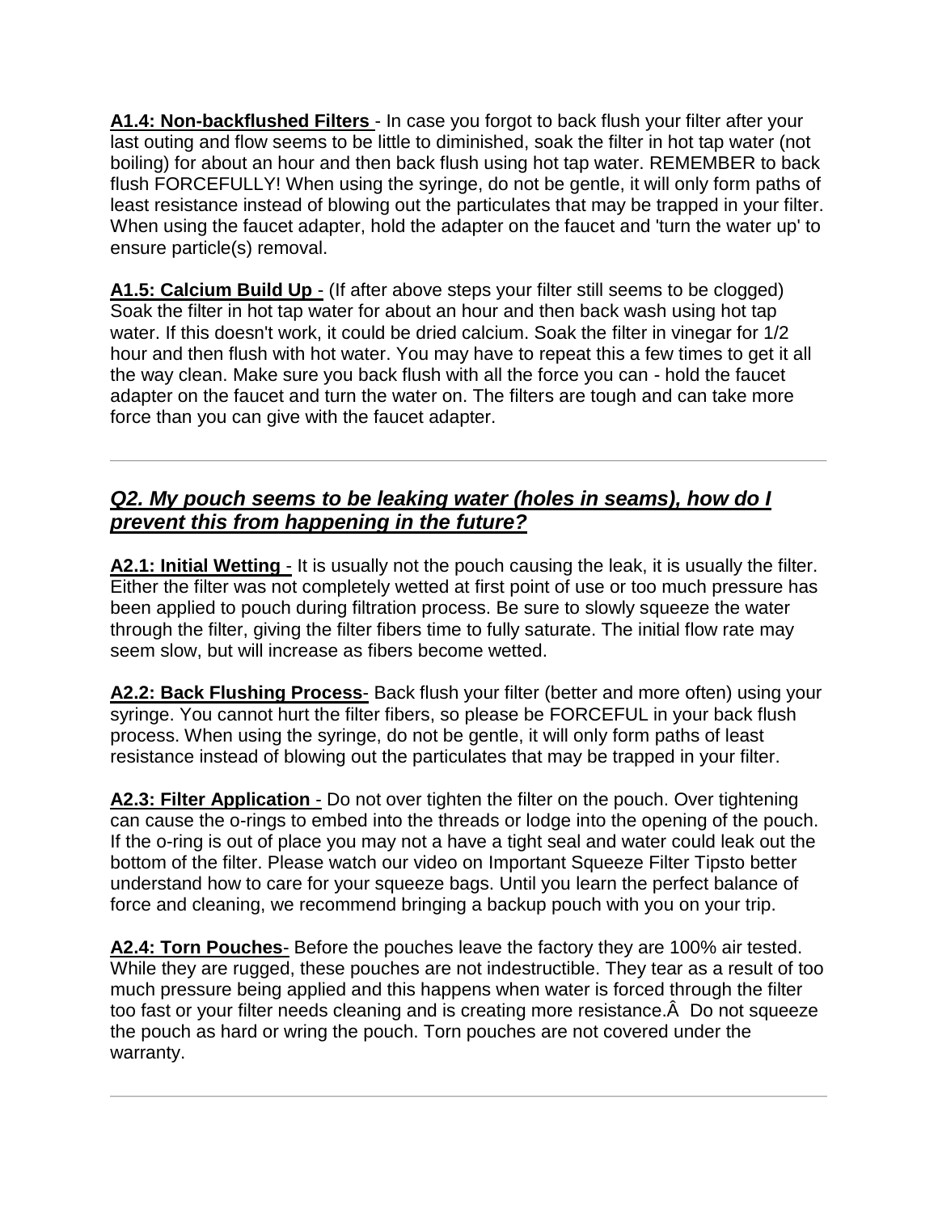**A1.4: Non-backflushed Filters** - In case you forgot to back flush your filter after your last outing and flow seems to be little to diminished, soak the filter in hot tap water (not boiling) for about an hour and then back flush using hot tap water. REMEMBER to back flush FORCEFULLY! When using the syringe, do not be gentle, it will only form paths of least resistance instead of blowing out the particulates that may be trapped in your filter. When using the faucet adapter, hold the adapter on the faucet and 'turn the water up' to ensure particle(s) removal.

**A1.5: Calcium Build Up** - (If after above steps your filter still seems to be clogged) Soak the filter in hot tap water for about an hour and then back wash using hot tap water. If this doesn't work, it could be dried calcium. Soak the filter in vinegar for 1/2 hour and then flush with hot water. You may have to repeat this a few times to get it all the way clean. Make sure you back flush with all the force you can - hold the faucet adapter on the faucet and turn the water on. The filters are tough and can take more force than you can give with the faucet adapter.

---

## *Q2. My pouch seems to be leaking water (holes in seams), how do I prevent this from happening in the future?*

**A2.1: Initial Wetting** - It is usually not the pouch causing the leak, it is usually the filter. Either the filter was not completely wetted at first point of use or too much pressure has been applied to pouch during filtration process. Be sure to slowly squeeze the water through the filter, giving the filter fibers time to fully saturate. The initial flow rate may seem slow, but will increase as fibers become wetted.

**A2.2: Back Flushing Process**- Back flush your filter (better and more often) using your syringe. You cannot hurt the filter fibers, so please be FORCEFUL in your back flush process. When using the syringe, do not be gentle, it will only form paths of least resistance instead of blowing out the particulates that may be trapped in your filter.

**A2.3: Filter Application** - Do not over tighten the filter on the pouch. Over tightening can cause the o-rings to embed into the threads or lodge into the opening of the pouch. If the o-ring is out of place you may not a have a tight seal and water could leak out the bottom of the filter. Please watch our video on Important Squeeze Filter Tipsto better understand how to care for your squeeze bags. Until you learn the perfect balance of force and cleaning, we recommend bringing a backup pouch with you on your trip.

**A2.4: Torn Pouches**- Before the pouches leave the factory they are 100% air tested. While they are rugged, these pouches are not indestructible. They tear as a result of too much pressure being applied and this happens when water is forced through the filter too fast or your filter needs cleaning and is creating more resistance.Â  Do not squeeze the pouch as hard or wring the pouch. Torn pouches are not covered under the warranty.

---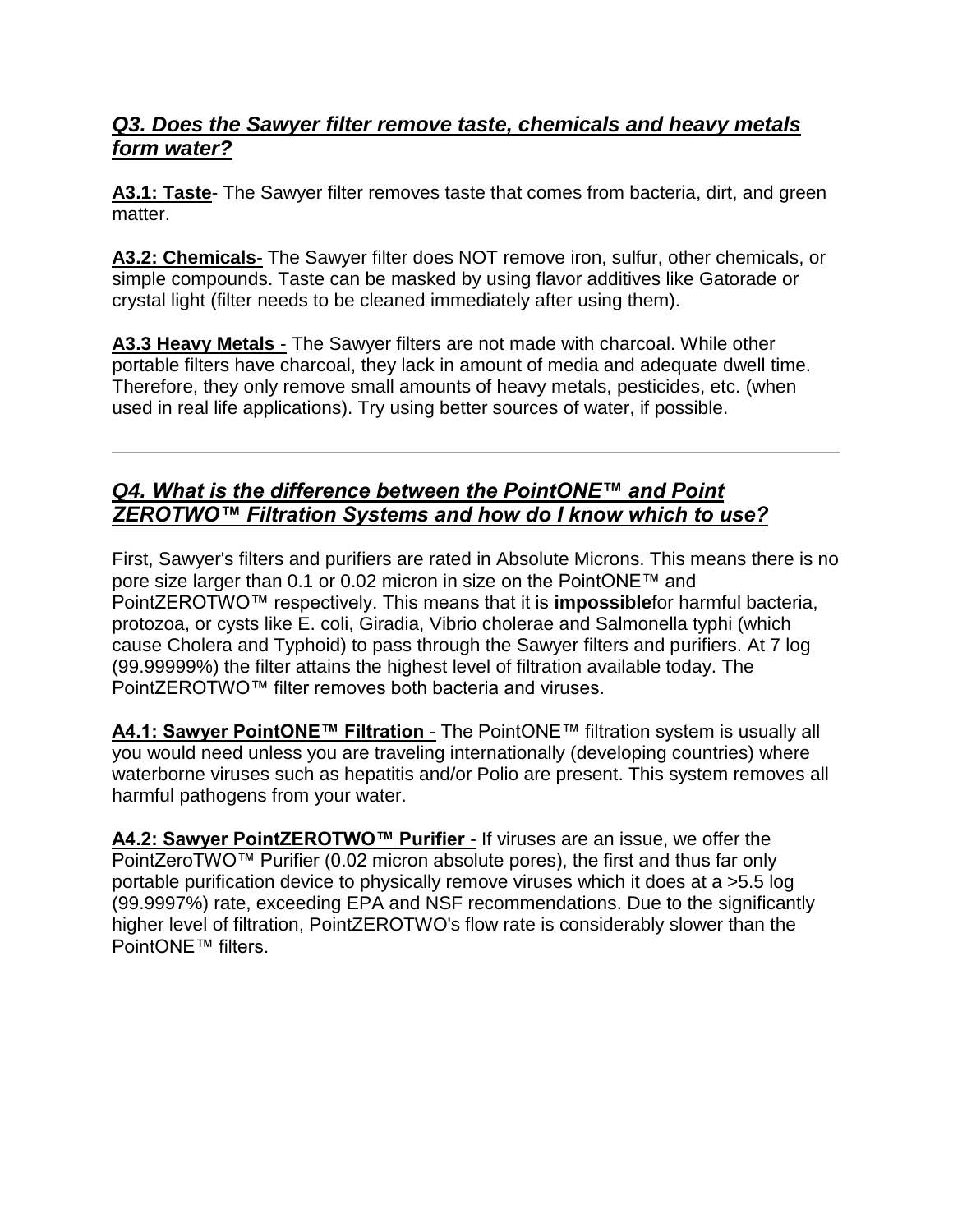### ***Q3. Does the Sawyer filter remove taste, chemicals and heavy metals form water?***

**A3.1: Taste**- The Sawyer filter removes taste that comes from bacteria, dirt, and green matter.

**A3.2: Chemicals**- The Sawyer filter does NOT remove iron, sulfur, other chemicals, or simple compounds. Taste can be masked by using flavor additives like Gatorade or crystal light (filter needs to be cleaned immediately after using them).

**A3.3 Heavy Metals** - The Sawyer filters are not made with charcoal. While other portable filters have charcoal, they lack in amount of media and adequate dwell time. Therefore, they only remove small amounts of heavy metals, pesticides, etc. (when used in real life applications). Try using better sources of water, if possible.

---

### ***Q4. What is the difference between the PointONE™ and Point ZEROTWO™ Filtration Systems and how do I know which to use?***

First, Sawyer's filters and purifiers are rated in Absolute Microns. This means there is no pore size larger than 0.1 or 0.02 micron in size on the PointONE™ and PointZEROTWO™ respectively. This means that it is **impossible**for harmful bacteria, protozoa, or cysts like E. coli, Giradia, Vibrio cholerae and Salmonella typhi (which cause Cholera and Typhoid) to pass through the Sawyer filters and purifiers. At 7 log (99.99999%) the filter attains the highest level of filtration available today. The PointZEROTWO™ filter removes both bacteria and viruses.

**A4.1: Sawyer PointONE™ Filtration** - The PointONE™ filtration system is usually all you would need unless you are traveling internationally (developing countries) where waterborne viruses such as hepatitis and/or Polio are present. This system removes all harmful pathogens from your water.

**A4.2: Sawyer PointZEROTWO™ Purifier** - If viruses are an issue, we offer the PointZeroTWO™ Purifier (0.02 micron absolute pores), the first and thus far only portable purification device to physically remove viruses which it does at a >5.5 log (99.9997%) rate, exceeding EPA and NSF recommendations. Due to the significantly higher level of filtration, PointZEROTWO's flow rate is considerably slower than the PointONE™ filters.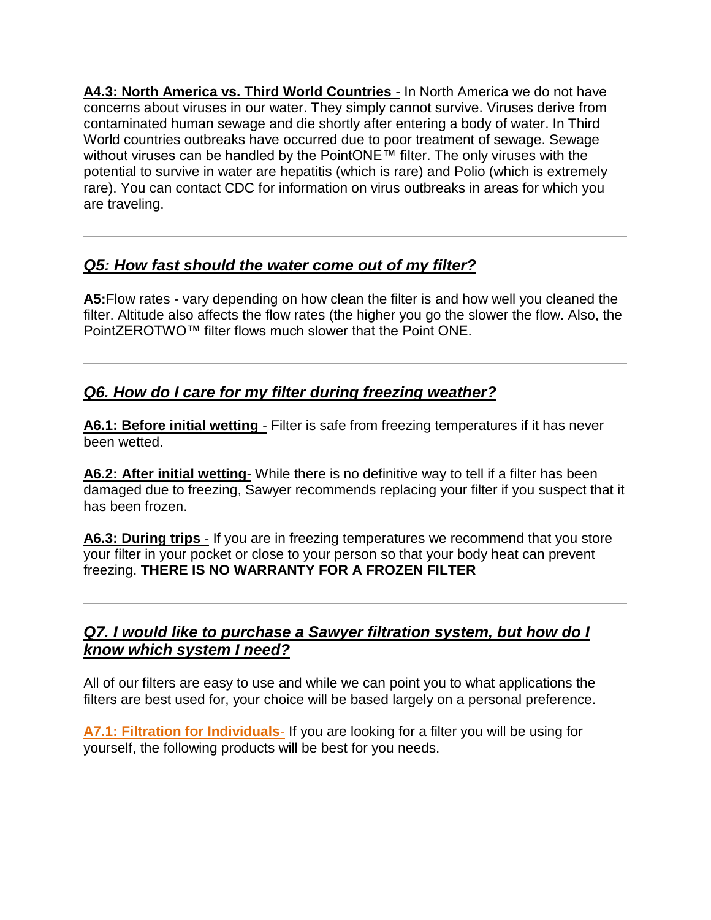**A4.3: North America vs. Third World Countries** - In North America we do not have concerns about viruses in our water. They simply cannot survive. Viruses derive from contaminated human sewage and die shortly after entering a body of water. In Third World countries outbreaks have occurred due to poor treatment of sewage. Sewage without viruses can be handled by the PointONE™ filter. The only viruses with the potential to survive in water are hepatitis (which is rare) and Polio (which is extremely rare). You can contact CDC for information on virus outbreaks in areas for which you are traveling.

---

## *Q5: How fast should the water come out of my filter?*

**A5:**Flow rates - vary depending on how clean the filter is and how well you cleaned the filter. Altitude also affects the flow rates (the higher you go the slower the flow. Also, the PointZEROTWO™ filter flows much slower that the Point ONE.

---

## *Q6. How do I care for my filter during freezing weather?*

**A6.1: Before initial wetting** - Filter is safe from freezing temperatures if it has never been wetted.

**A6.2: After initial wetting**- While there is no definitive way to tell if a filter has been damaged due to freezing, Sawyer recommends replacing your filter if you suspect that it has been frozen.

**A6.3: During trips** - If you are in freezing temperatures we recommend that you store your filter in your pocket or close to your person so that your body heat can prevent freezing. **THERE IS NO WARRANTY FOR A FROZEN FILTER**

---

## *Q7. I would like to purchase a Sawyer filtration system, but how do I know which system I need?*

All of our filters are easy to use and while we can point you to what applications the filters are best used for, your choice will be based largely on a personal preference.

**A7.1: Filtration for Individuals**- If you are looking for a filter you will be using for yourself, the following products will be best for you needs.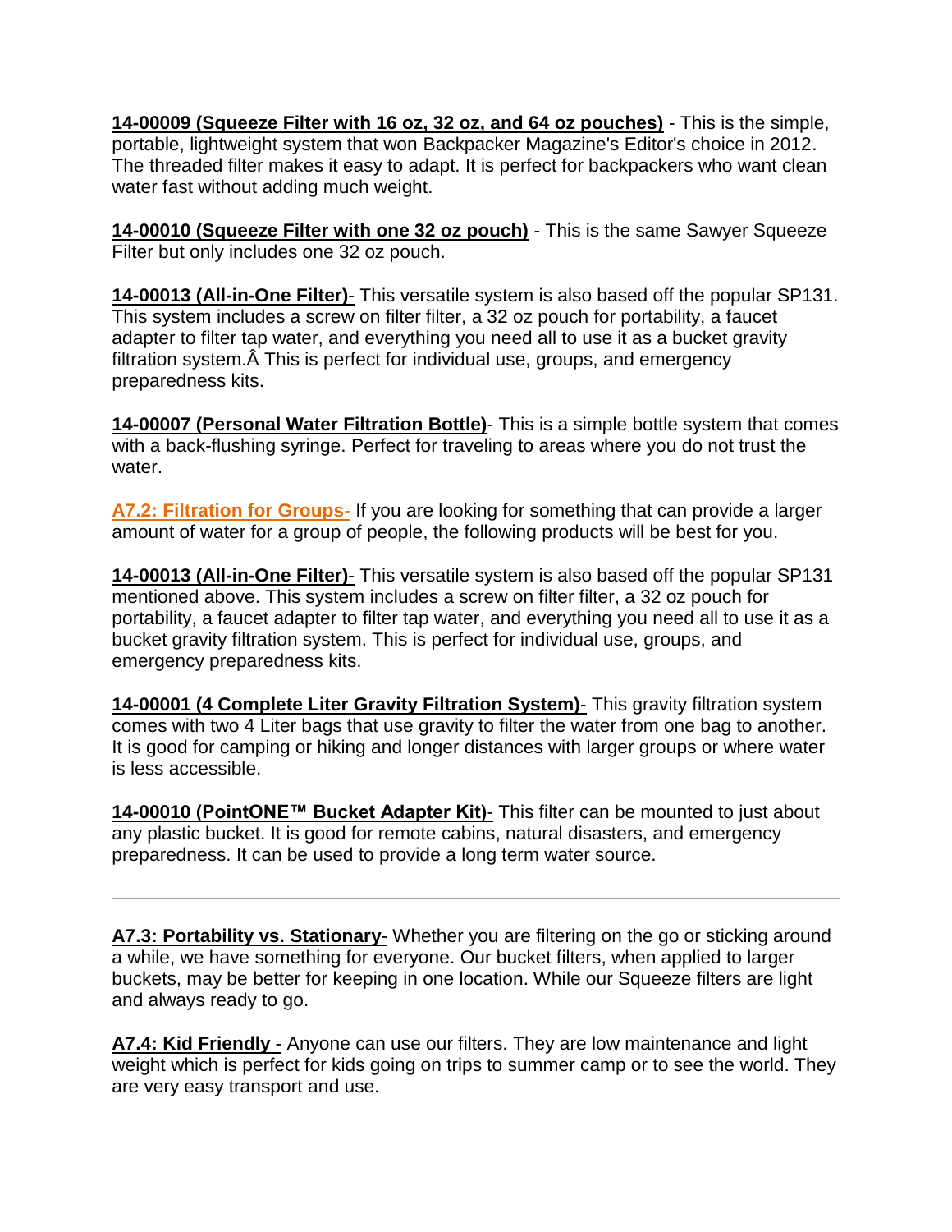**14-00009 (Squeeze Filter with 16 oz, 32 oz, and 64 oz pouches)** - This is the simple, portable, lightweight system that won Backpacker Magazine's Editor's choice in 2012. The threaded filter makes it easy to adapt. It is perfect for backpackers who want clean water fast without adding much weight.

**14-00010 (Squeeze Filter with one 32 oz pouch)** - This is the same Sawyer Squeeze Filter but only includes one 32 oz pouch.

**14-00013 (All-in-One Filter)**- This versatile system is also based off the popular SP131. This system includes a screw on filter filter, a 32 oz pouch for portability, a faucet adapter to filter tap water, and everything you need all to use it as a bucket gravity filtration system.Â This is perfect for individual use, groups, and emergency preparedness kits.

**14-00007 (Personal Water Filtration Bottle)**- This is a simple bottle system that comes with a back-flushing syringe. Perfect for traveling to areas where you do not trust the water.

**A7.2: Filtration for Groups**- If you are looking for something that can provide a larger amount of water for a group of people, the following products will be best for you.

**14-00013 (All-in-One Filter)**- This versatile system is also based off the popular SP131 mentioned above. This system includes a screw on filter filter, a 32 oz pouch for portability, a faucet adapter to filter tap water, and everything you need all to use it as a bucket gravity filtration system. This is perfect for individual use, groups, and emergency preparedness kits.

**14-00001 (4 Complete Liter Gravity Filtration System)**- This gravity filtration system comes with two 4 Liter bags that use gravity to filter the water from one bag to another. It is good for camping or hiking and longer distances with larger groups or where water is less accessible.

**14-00010 (PointONE™ Bucket Adapter Kit)**- This filter can be mounted to just about any plastic bucket. It is good for remote cabins, natural disasters, and emergency preparedness. It can be used to provide a long term water source.

---

**A7.3: Portability vs. Stationary**- Whether you are filtering on the go or sticking around a while, we have something for everyone. Our bucket filters, when applied to larger buckets, may be better for keeping in one location. While our Squeeze filters are light and always ready to go.

**A7.4: Kid Friendly** - Anyone can use our filters. They are low maintenance and light weight which is perfect for kids going on trips to summer camp or to see the world. They are very easy transport and use.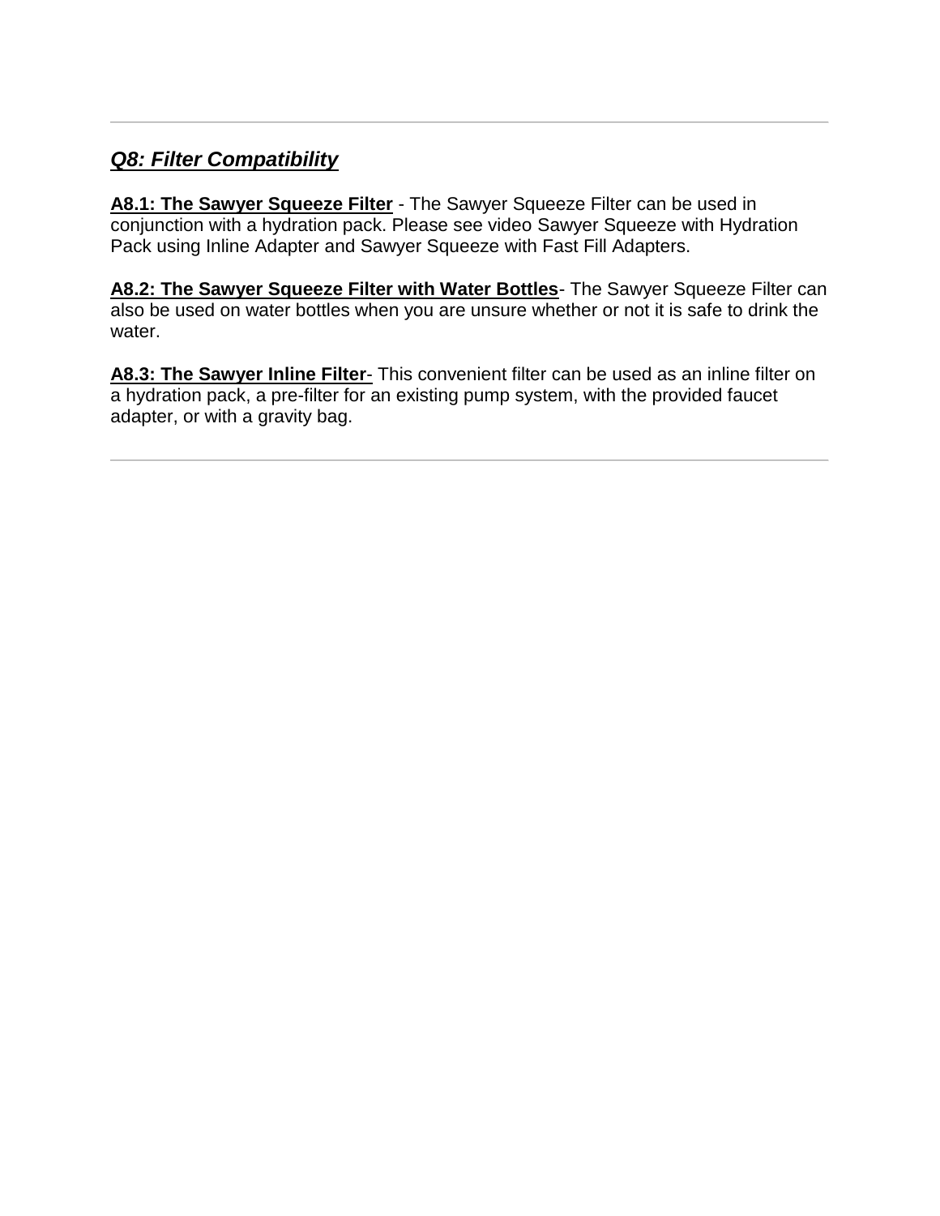---

## ***Q8: Filter Compatibility***

**A8.1: The Sawyer Squeeze Filter** - The Sawyer Squeeze Filter can be used in conjunction with a hydration pack. Please see video Sawyer Squeeze with Hydration Pack using Inline Adapter and Sawyer Squeeze with Fast Fill Adapters.

**A8.2: The Sawyer Squeeze Filter with Water Bottles**- The Sawyer Squeeze Filter can also be used on water bottles when you are unsure whether or not it is safe to drink the water.

**A8.3: The Sawyer Inline Filter**- This convenient filter can be used as an inline filter on a hydration pack, a pre-filter for an existing pump system, with the provided faucet adapter, or with a gravity bag.

---